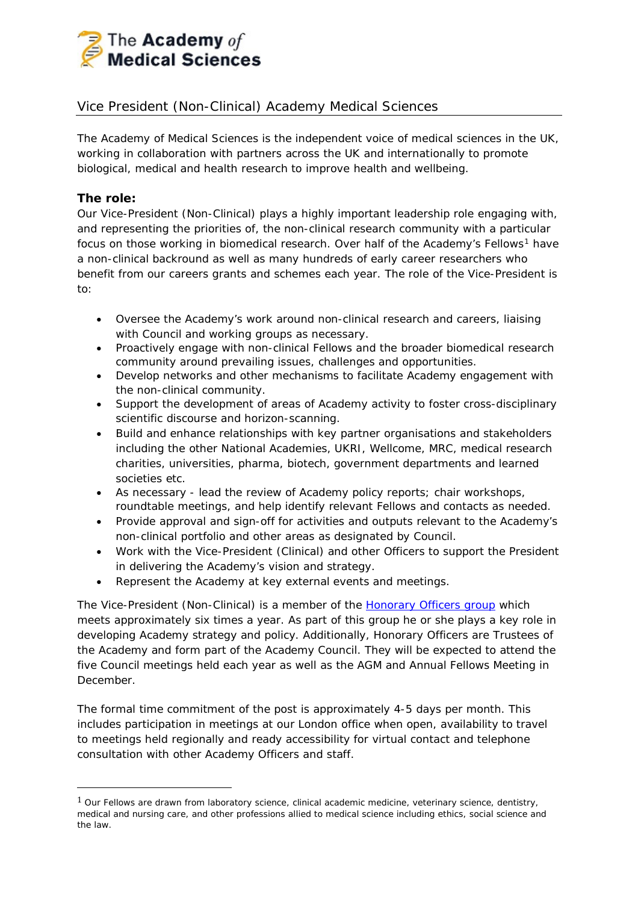# The Academy of Medical Sciences

## Vice President (Non-Clinical) Academy Medical Sciences

The Academy of Medical Sciences is the independent voice of medical sciences in the UK, working in collaboration with partners across the UK and internationally to promote biological, medical and health research to improve health and wellbeing.

**The role:**

Our Vice-President (Non-Clinical) plays a highly important leadership role engaging with, and representing the priorities of, the non-clinical research community with a particular focus on those working in biomedical research. Over half of the Academy's Fellows[1] have a non-clinical backround as well as many hundreds of early career researchers who benefit from our careers grants and schemes each year. The role of the Vice-President is to:

- Oversee the Academy's work around non-clinical research and careers, liaising with Council and working groups as necessary.
- Proactively engage with non-clinical Fellows and the broader biomedical research community around prevailing issues, challenges and opportunities.
- Develop networks and other mechanisms to facilitate Academy engagement with the non-clinical community.
- Support the development of areas of Academy activity to foster cross-disciplinary scientific discourse and horizon-scanning.
- Build and enhance relationships with key partner organisations and stakeholders including the other National Academies, UKRI, Wellcome, MRC, medical research charities, universities, pharma, biotech, government departments and learned societies etc.
- As necessary - lead the review of Academy policy reports; chair workshops, roundtable meetings, and help identify relevant Fellows and contacts as needed.
- Provide approval and sign-off for activities and outputs relevant to the Academy's non-clinical portfolio and other areas as designated by Council.
- Work with the Vice-President (Clinical) and other Officers to support the President in delivering the Academy's vision and strategy.
- Represent the Academy at key external events and meetings.

The Vice-President (Non-Clinical) is a member of the Honorary Officers group which meets approximately six times a year. As part of this group he or she plays a key role in developing Academy strategy and policy. Additionally, Honorary Officers are Trustees of the Academy and form part of the Academy Council. They will be expected to attend the five Council meetings held each year as well as the AGM and Annual Fellows Meeting in December.

The formal time commitment of the post is approximately 4-5 days per month. This includes participation in meetings at our London office when open, availability to travel to meetings held regionally and ready accessibility for virtual contact and telephone consultation with other Academy Officers and staff.

---

[1] Our Fellows are drawn from laboratory science, clinical academic medicine, veterinary science, dentistry, medical and nursing care, and other professions allied to medical science including ethics, social science and the law.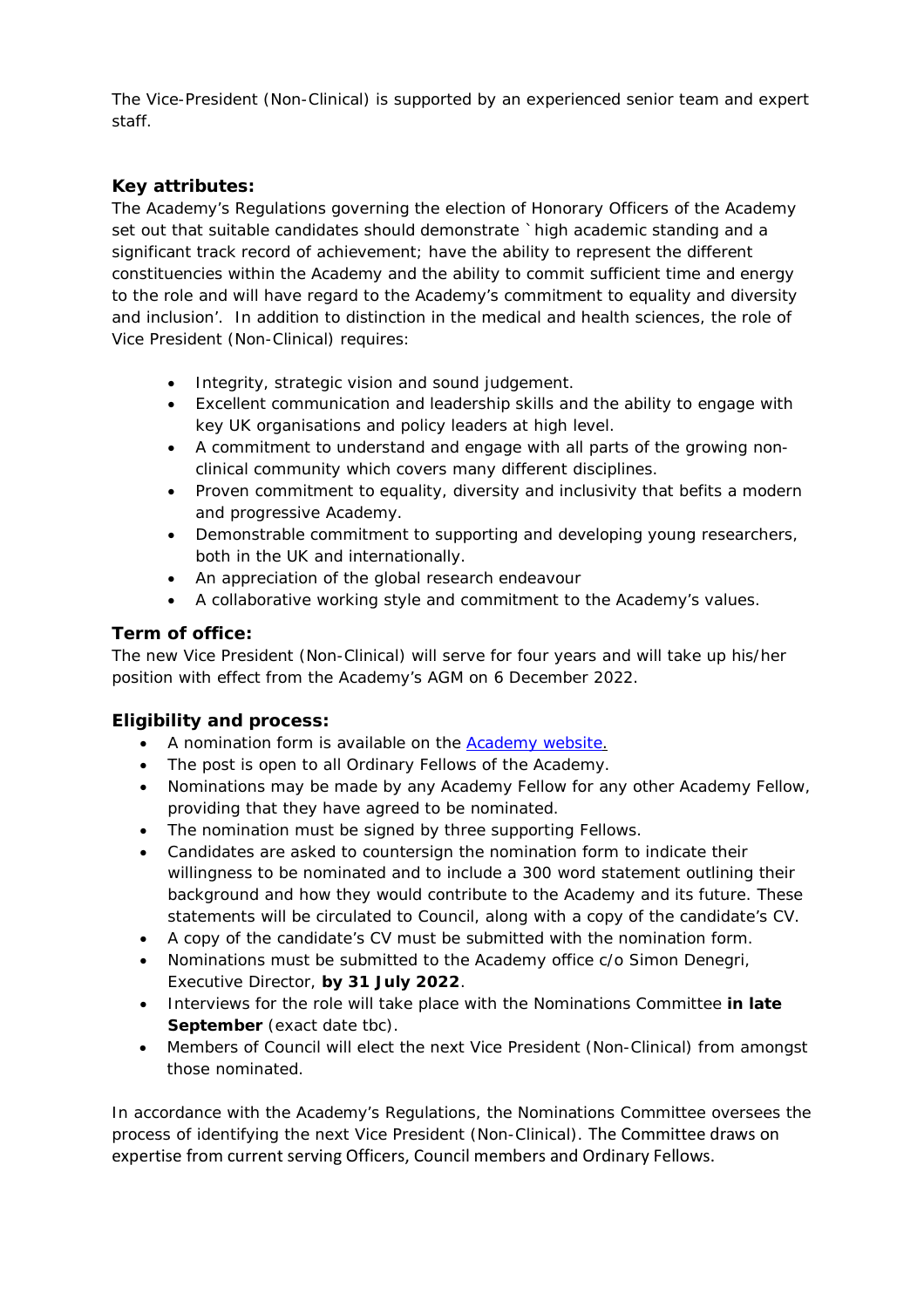The Vice-President (Non-Clinical) is supported by an experienced senior team and expert staff.

### Key attributes:

The Academy's Regulations governing the election of Honorary Officers of the Academy set out that suitable candidates should demonstrate `high academic standing and a significant track record of achievement; have the ability to represent the different constituencies within the Academy and the ability to commit sufficient time and energy to the role and will have regard to the Academy's commitment to equality and diversity and inclusion'. In addition to distinction in the medical and health sciences, the role of Vice President (Non-Clinical) requires:

- Integrity, strategic vision and sound judgement.
- Excellent communication and leadership skills and the ability to engage with key UK organisations and policy leaders at high level.
- A commitment to understand and engage with all parts of the growing non-clinical community which covers many different disciplines.
- Proven commitment to equality, diversity and inclusivity that befits a modern and progressive Academy.
- Demonstrable commitment to supporting and developing young researchers, both in the UK and internationally.
- An appreciation of the global research endeavour
- A collaborative working style and commitment to the Academy's values.

### Term of office:

The new Vice President (Non-Clinical) will serve for four years and will take up his/her position with effect from the Academy's AGM on 6 December 2022.

### Eligibility and process:

- A nomination form is available on the [Academy website.]
- The post is open to all Ordinary Fellows of the Academy.
- Nominations may be made by any Academy Fellow for any other Academy Fellow, providing that they have agreed to be nominated.
- The nomination must be signed by three supporting Fellows.
- Candidates are asked to countersign the nomination form to indicate their willingness to be nominated and to include a 300 word statement outlining their background and how they would contribute to the Academy and its future. These statements will be circulated to Council, along with a copy of the candidate's CV.
- A copy of the candidate's CV must be submitted with the nomination form.
- Nominations must be submitted to the Academy office c/o Simon Denegri, Executive Director, **by 31 July 2022**.
- Interviews for the role will take place with the Nominations Committee **in late September** (exact date tbc).
- Members of Council will elect the next Vice President (Non-Clinical) from amongst those nominated.

In accordance with the Academy's Regulations, the Nominations Committee oversees the process of identifying the next Vice President (Non-Clinical). The Committee draws on expertise from current serving Officers, Council members and Ordinary Fellows.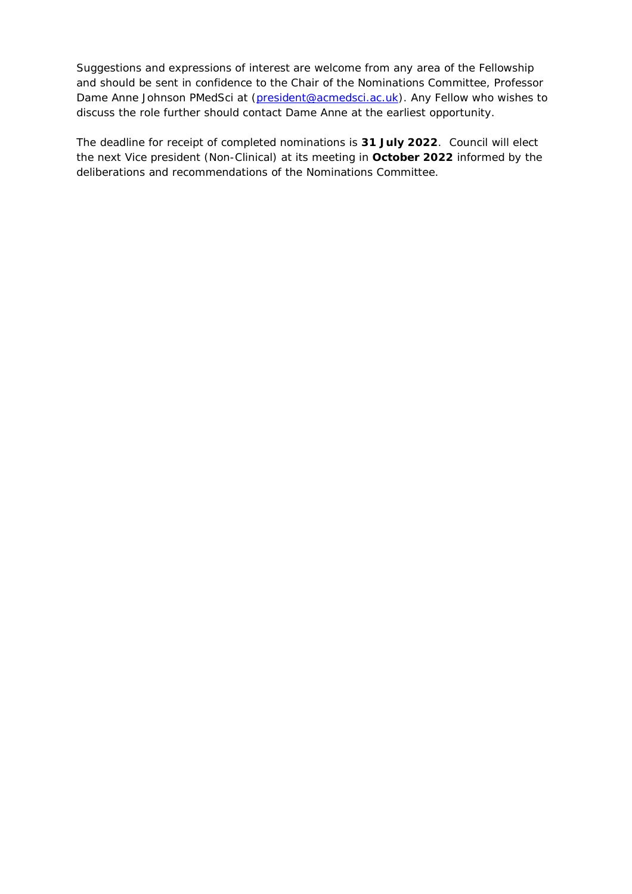Suggestions and expressions of interest are welcome from any area of the Fellowship and should be sent in confidence to the Chair of the Nominations Committee, Professor Dame Anne Johnson PMedSci at (president@acmedsci.ac.uk). Any Fellow who wishes to discuss the role further should contact Dame Anne at the earliest opportunity.

The deadline for receipt of completed nominations is **31 July 2022**. Council will elect the next Vice president (Non-Clinical) at its meeting in **October 2022** informed by the deliberations and recommendations of the Nominations Committee.